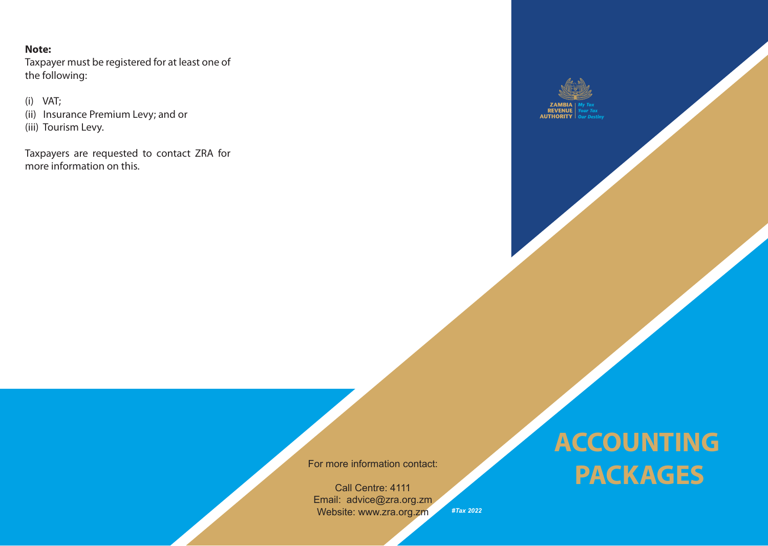**Note:**

Taxpayer must be registered for at least one of the following:

(i) VAT;
(ii) Insurance Premium Levy; and or
(iii) Tourism Levy.

Taxpayers are requested to contact ZRA for more information on this.

For more information contact:

Call Centre: 4111
Email: advice@zra.org.zm
Website: www.zra.org.zm

#Tax 2022

ZAMBIA REVENUE AUTHORITY | My Tax Your Tax Our Destiny

# ACCOUNTING PACKAGES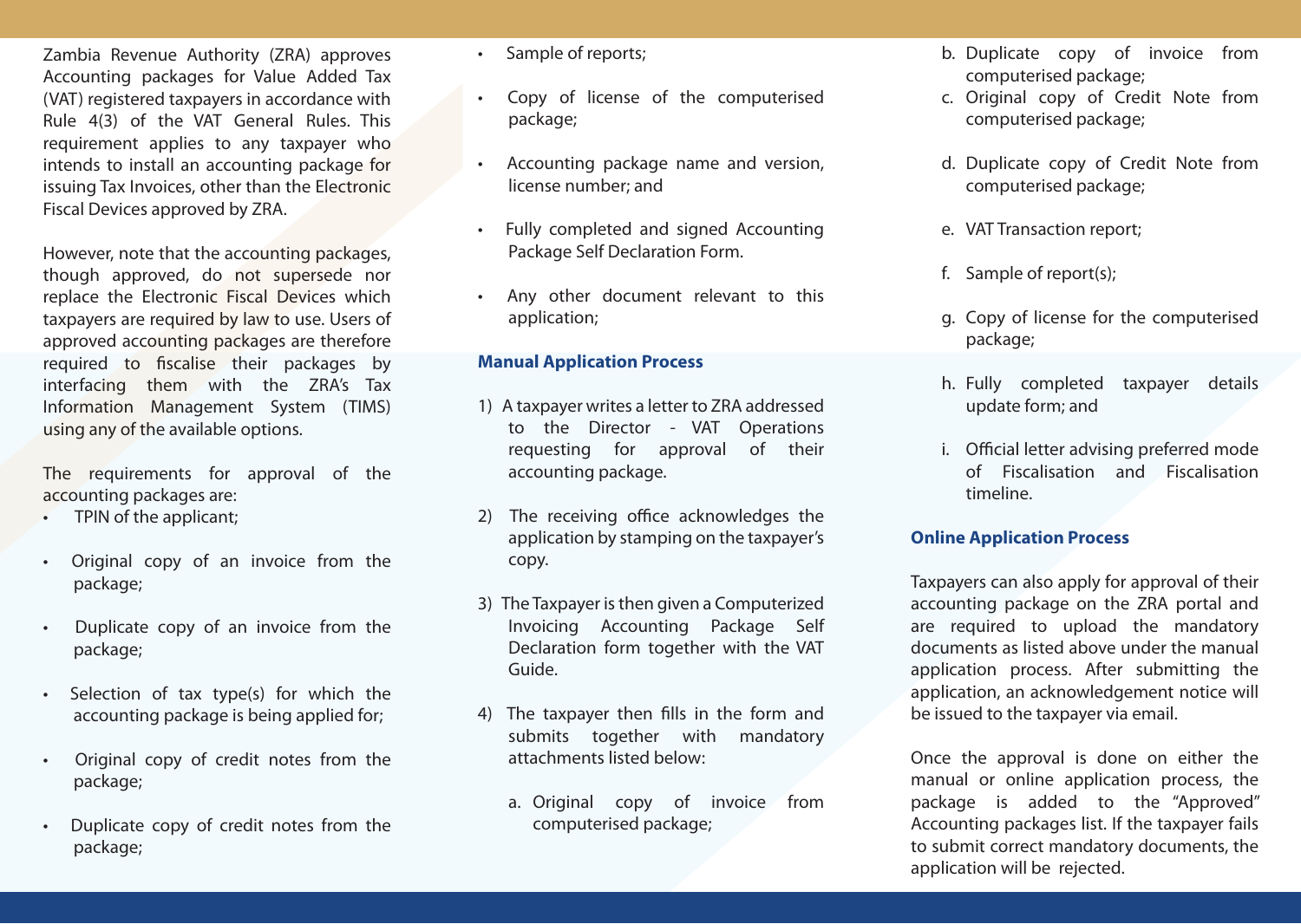Zambia Revenue Authority (ZRA) approves Accounting packages for Value Added Tax (VAT) registered taxpayers in accordance with Rule 4(3) of the VAT General Rules. This requirement applies to any taxpayer who intends to install an accounting package for issuing Tax Invoices, other than the Electronic Fiscal Devices approved by ZRA.

However, note that the accounting packages, though approved, do not supersede nor replace the Electronic Fiscal Devices which taxpayers are required by law to use. Users of approved accounting packages are therefore required to fiscalise their packages by interfacing them with the ZRA's Tax Information Management System (TIMS) using any of the available options.

The requirements for approval of the accounting packages are:

- TPIN of the applicant;
- Original copy of an invoice from the package;
- Duplicate copy of an invoice from the package;
- Selection of tax type(s) for which the accounting package is being applied for;
- Original copy of credit notes from the package;
- Duplicate copy of credit notes from the package;
- Sample of reports;
- Copy of license of the computerised package;
- Accounting package name and version, license number; and
- Fully completed and signed Accounting Package Self Declaration Form.
- Any other document relevant to this application;

### Manual Application Process

1) A taxpayer writes a letter to ZRA addressed to the Director - VAT Operations requesting for approval of their accounting package.
2) The receiving office acknowledges the application by stamping on the taxpayer's copy.
3) The Taxpayer is then given a Computerized Invoicing Accounting Package Self Declaration form together with the VAT Guide.
4) The taxpayer then fills in the form and submits together with mandatory attachments listed below:

   a. Original copy of invoice from computerised package;
   b. Duplicate copy of invoice from computerised package;
   c. Original copy of Credit Note from computerised package;
   d. Duplicate copy of Credit Note from computerised package;
   e. VAT Transaction report;
   f. Sample of report(s);
   g. Copy of license for the computerised package;
   h. Fully completed taxpayer details update form; and
   i. Official letter advising preferred mode of Fiscalisation and Fiscalisation timeline.

### Online Application Process

Taxpayers can also apply for approval of their accounting package on the ZRA portal and are required to upload the mandatory documents as listed above under the manual application process. After submitting the application, an acknowledgement notice will be issued to the taxpayer via email.

Once the approval is done on either the manual or online application process, the package is added to the "Approved" Accounting packages list. If the taxpayer fails to submit correct mandatory documents, the application will be rejected.